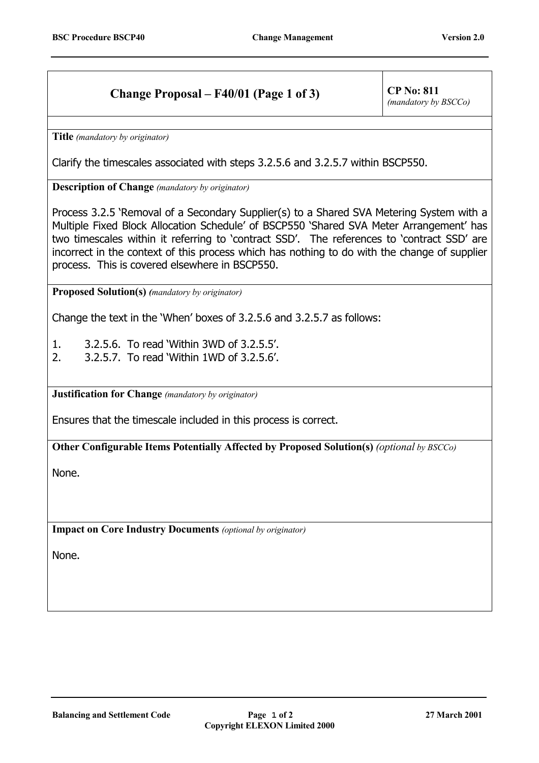| **Change Proposal – F40/01 (Page 1 of 3)** | **CP No: 811** *(mandatory by BSCCo)* |
| --- | --- |

**Title** *(mandatory by originator)*

Clarify the timescales associated with steps 3.2.5.6 and 3.2.5.7 within BSCP550.

**Description of Change** *(mandatory by originator)*

Process 3.2.5 'Removal of a Secondary Supplier(s) to a Shared SVA Metering System with a Multiple Fixed Block Allocation Schedule' of BSCP550 'Shared SVA Meter Arrangement' has two timescales within it referring to 'contract SSD'. The references to 'contract SSD' are incorrect in the context of this process which has nothing to do with the change of supplier process. This is covered elsewhere in BSCP550.

**Proposed Solution(s)** *(mandatory by originator)*

Change the text in the 'When' boxes of 3.2.5.6 and 3.2.5.7 as follows:

1. 3.2.5.6. To read 'Within 3WD of 3.2.5.5'.
2. 3.2.5.7. To read 'Within 1WD of 3.2.5.6'.

**Justification for Change** *(mandatory by originator)*

Ensures that the timescale included in this process is correct.

**Other Configurable Items Potentially Affected by Proposed Solution(s)** *(optional by BSCCo)*

None.

**Impact on Core Industry Documents** *(optional by originator)*

None.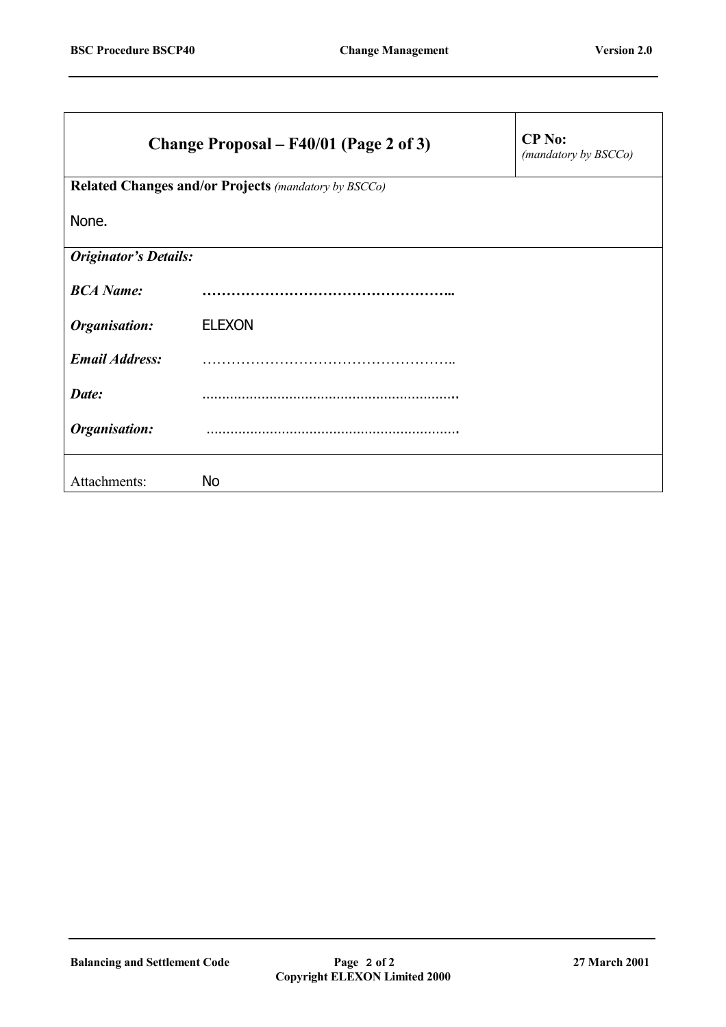| Change Proposal – F40/01 (Page 2 of 3) | **CP No:** *(mandatory by BSCCo)* |
| --- | --- |

**Related Changes and/or Projects** *(mandatory by BSCCo)*

None.

***Originator's Details:***

***BCA Name:*** ……………………………………………..

***Organisation:*** ELEXON

***Email Address:*** ……………………………………………..

***Date:*** ……………………………………………………….

***Organisation:*** ……………………………………………………….

Attachments: No